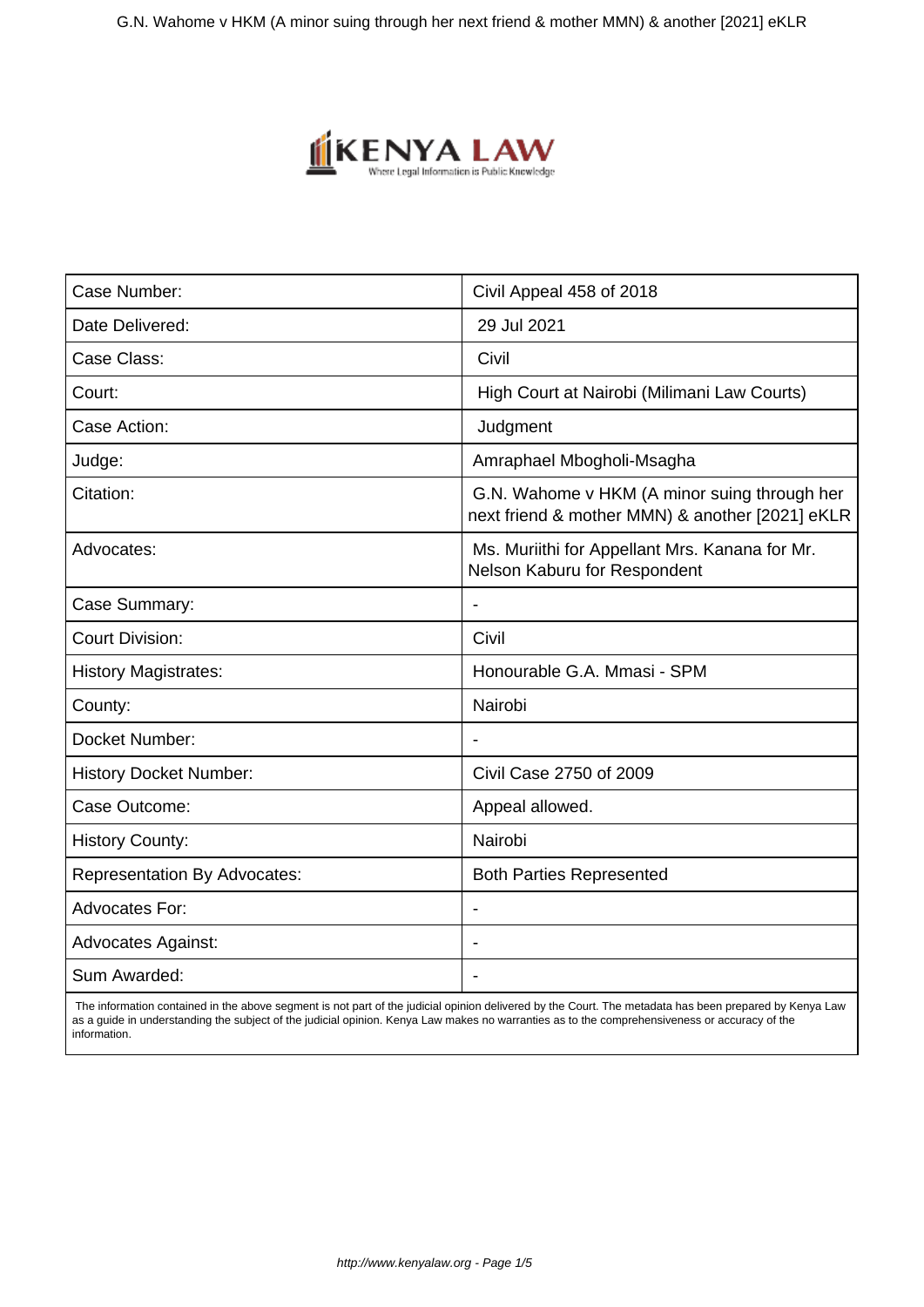| Case Number: | Civil Appeal 458 of 2018 |
| --- | --- |
| Date Delivered: | 29 Jul 2021 |
| Case Class: | Civil |
| Court: | High Court at Nairobi (Milimani Law Courts) |
| Case Action: | Judgment |
| Judge: | Amraphael Mbogholi-Msagha |
| Citation: | G.N. Wahome v HKM (A minor suing through her next friend & mother MMN) & another [2021] eKLR |
| Advocates: | Ms. Muriithi for Appellant Mrs. Kanana for Mr. Nelson Kaburu for Respondent |
| Case Summary: | - |
| Court Division: | Civil |
| History Magistrates: | Honourable G.A. Mmasi - SPM |
| County: | Nairobi |
| Docket Number: | - |
| History Docket Number: | Civil Case 2750 of 2009 |
| Case Outcome: | Appeal allowed. |
| History County: | Nairobi |
| Representation By Advocates: | Both Parties Represented |
| Advocates For: | - |
| Advocates Against: | - |
| Sum Awarded: | - |

The information contained in the above segment is not part of the judicial opinion delivered by the Court. The metadata has been prepared by Kenya Law as a guide in understanding the subject of the judicial opinion. Kenya Law makes no warranties as to the comprehensiveness or accuracy of the information.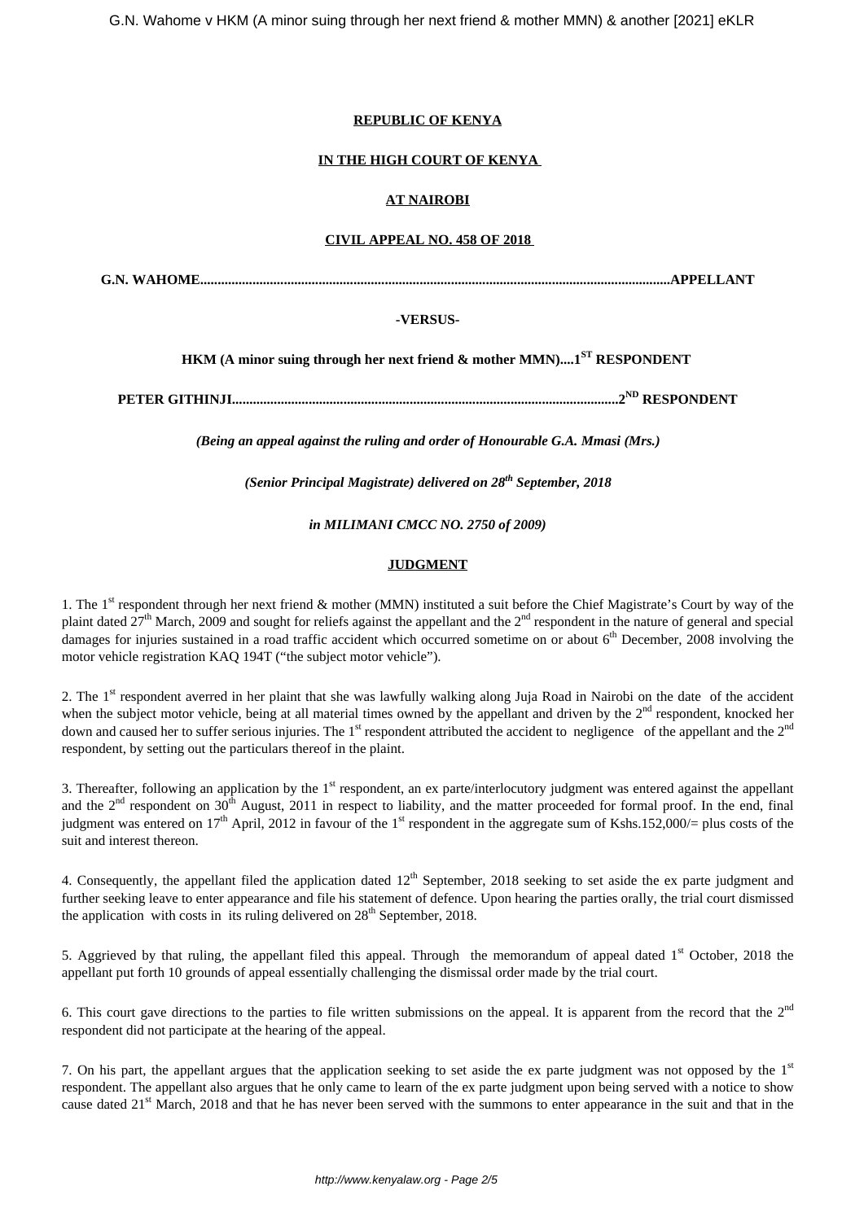**REPUBLIC OF KENYA**

**IN THE HIGH COURT OF KENYA**

**AT NAIROBI**

**CIVIL APPEAL NO. 458 OF 2018**

**G.N. WAHOME......................................................................................................................................APPELLANT**

**-VERSUS-**

**HKM (A minor suing through her next friend & mother MMN)....1ST RESPONDENT**

**PETER GITHINJI.............................................................................................................2ND RESPONDENT**

***(Being an appeal against the ruling and order of Honourable G.A. Mmasi (Mrs.)***

***(Senior Principal Magistrate) delivered on 28th September, 2018***

***in MILIMANI CMCC NO. 2750 of 2009)***

**JUDGMENT**

1. The 1st respondent through her next friend & mother (MMN) instituted a suit before the Chief Magistrate's Court by way of the plaint dated 27th March, 2009 and sought for reliefs against the appellant and the 2nd respondent in the nature of general and special damages for injuries sustained in a road traffic accident which occurred sometime on or about 6th December, 2008 involving the motor vehicle registration KAQ 194T ("the subject motor vehicle").

2. The 1st respondent averred in her plaint that she was lawfully walking along Juja Road in Nairobi on the date of the accident when the subject motor vehicle, being at all material times owned by the appellant and driven by the 2nd respondent, knocked her down and caused her to suffer serious injuries. The 1st respondent attributed the accident to negligence of the appellant and the 2nd respondent, by setting out the particulars thereof in the plaint.

3. Thereafter, following an application by the 1st respondent, an ex parte/interlocutory judgment was entered against the appellant and the 2nd respondent on 30th August, 2011 in respect to liability, and the matter proceeded for formal proof. In the end, final judgment was entered on 17th April, 2012 in favour of the 1st respondent in the aggregate sum of Kshs.152,000/= plus costs of the suit and interest thereon.

4. Consequently, the appellant filed the application dated 12th September, 2018 seeking to set aside the ex parte judgment and further seeking leave to enter appearance and file his statement of defence. Upon hearing the parties orally, the trial court dismissed the application with costs in its ruling delivered on 28th September, 2018.

5. Aggrieved by that ruling, the appellant filed this appeal. Through the memorandum of appeal dated 1st October, 2018 the appellant put forth 10 grounds of appeal essentially challenging the dismissal order made by the trial court.

6. This court gave directions to the parties to file written submissions on the appeal. It is apparent from the record that the 2nd respondent did not participate at the hearing of the appeal.

7. On his part, the appellant argues that the application seeking to set aside the ex parte judgment was not opposed by the 1st respondent. The appellant also argues that he only came to learn of the ex parte judgment upon being served with a notice to show cause dated 21st March, 2018 and that he has never been served with the summons to enter appearance in the suit and that in the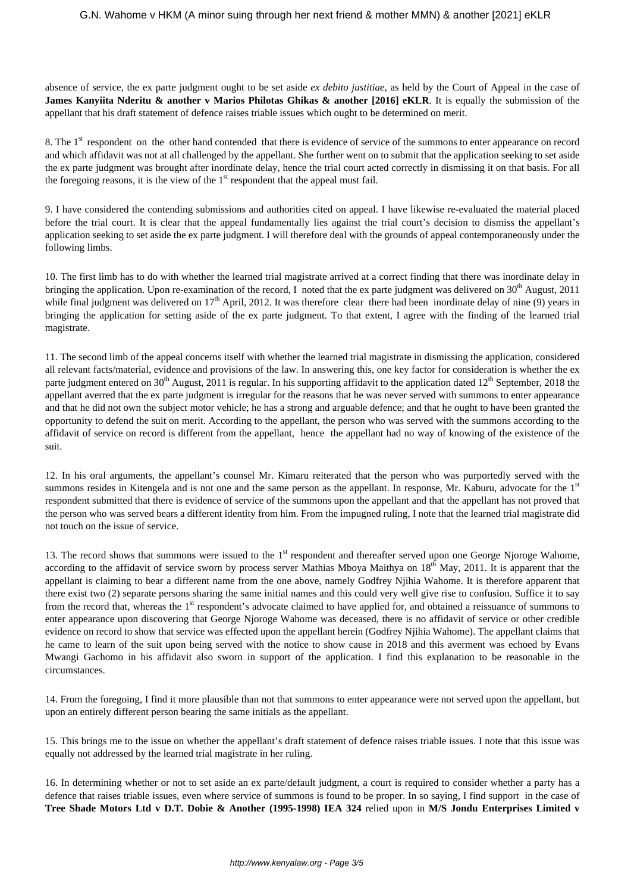absence of service, the ex parte judgment ought to be set aside *ex debito justitiae*, as held by the Court of Appeal in the case of **James Kanyiita Nderitu & another v Marios Philotas Ghikas & another [2016] eKLR**. It is equally the submission of the appellant that his draft statement of defence raises triable issues which ought to be determined on merit.

8. The 1st respondent on the other hand contended that there is evidence of service of the summons to enter appearance on record and which affidavit was not at all challenged by the appellant. She further went on to submit that the application seeking to set aside the ex parte judgment was brought after inordinate delay, hence the trial court acted correctly in dismissing it on that basis. For all the foregoing reasons, it is the view of the 1st respondent that the appeal must fail.

9. I have considered the contending submissions and authorities cited on appeal. I have likewise re-evaluated the material placed before the trial court. It is clear that the appeal fundamentally lies against the trial court's decision to dismiss the appellant's application seeking to set aside the ex parte judgment. I will therefore deal with the grounds of appeal contemporaneously under the following limbs.

10. The first limb has to do with whether the learned trial magistrate arrived at a correct finding that there was inordinate delay in bringing the application. Upon re-examination of the record, I noted that the ex parte judgment was delivered on 30th August, 2011 while final judgment was delivered on 17th April, 2012. It was therefore clear there had been inordinate delay of nine (9) years in bringing the application for setting aside of the ex parte judgment. To that extent, I agree with the finding of the learned trial magistrate.

11. The second limb of the appeal concerns itself with whether the learned trial magistrate in dismissing the application, considered all relevant facts/material, evidence and provisions of the law. In answering this, one key factor for consideration is whether the ex parte judgment entered on 30th August, 2011 is regular. In his supporting affidavit to the application dated 12th September, 2018 the appellant averred that the ex parte judgment is irregular for the reasons that he was never served with summons to enter appearance and that he did not own the subject motor vehicle; he has a strong and arguable defence; and that he ought to have been granted the opportunity to defend the suit on merit. According to the appellant, the person who was served with the summons according to the affidavit of service on record is different from the appellant, hence the appellant had no way of knowing of the existence of the suit.

12. In his oral arguments, the appellant's counsel Mr. Kimaru reiterated that the person who was purportedly served with the summons resides in Kitengela and is not one and the same person as the appellant. In response, Mr. Kaburu, advocate for the 1st respondent submitted that there is evidence of service of the summons upon the appellant and that the appellant has not proved that the person who was served bears a different identity from him. From the impugned ruling, I note that the learned trial magistrate did not touch on the issue of service.

13. The record shows that summons were issued to the 1st respondent and thereafter served upon one George Njoroge Wahome, according to the affidavit of service sworn by process server Mathias Mboya Maithya on 18th May, 2011. It is apparent that the appellant is claiming to bear a different name from the one above, namely Godfrey Njihia Wahome. It is therefore apparent that there exist two (2) separate persons sharing the same initial names and this could very well give rise to confusion. Suffice it to say from the record that, whereas the 1st respondent's advocate claimed to have applied for, and obtained a reissuance of summons to enter appearance upon discovering that George Njoroge Wahome was deceased, there is no affidavit of service or other credible evidence on record to show that service was effected upon the appellant herein (Godfrey Njihia Wahome). The appellant claims that he came to learn of the suit upon being served with the notice to show cause in 2018 and this averment was echoed by Evans Mwangi Gachomo in his affidavit also sworn in support of the application. I find this explanation to be reasonable in the circumstances.

14. From the foregoing, I find it more plausible than not that summons to enter appearance were not served upon the appellant, but upon an entirely different person bearing the same initials as the appellant.

15. This brings me to the issue on whether the appellant's draft statement of defence raises triable issues. I note that this issue was equally not addressed by the learned trial magistrate in her ruling.

16. In determining whether or not to set aside an ex parte/default judgment, a court is required to consider whether a party has a defence that raises triable issues, even where service of summons is found to be proper. In so saying, I find support in the case of **Tree Shade Motors Ltd v D.T. Dobie & Another (1995-1998) IEA 324** relied upon in **M/S Jondu Enterprises Limited v**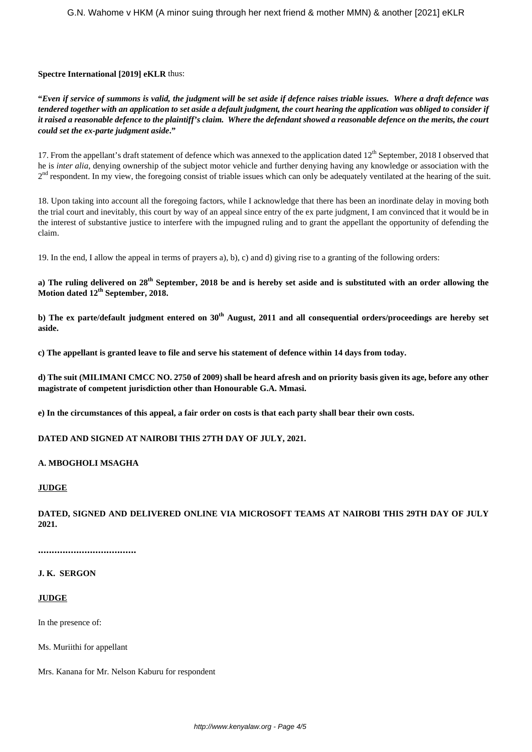**Spectre International [2019] eKLR** thus:

**"*Even if service of summons is valid, the judgment will be set aside if defence raises triable issues. Where a draft defence was tendered together with an application to set aside a default judgment, the court hearing the application was obliged to consider if it raised a reasonable defence to the plaintiff's claim. Where the defendant showed a reasonable defence on the merits, the court could set the ex-parte judgment aside*."**

17. From the appellant's draft statement of defence which was annexed to the application dated 12th September, 2018 I observed that he is *inter alia*, denying ownership of the subject motor vehicle and further denying having any knowledge or association with the 2nd respondent. In my view, the foregoing consist of triable issues which can only be adequately ventilated at the hearing of the suit.

18. Upon taking into account all the foregoing factors, while I acknowledge that there has been an inordinate delay in moving both the trial court and inevitably, this court by way of an appeal since entry of the ex parte judgment, I am convinced that it would be in the interest of substantive justice to interfere with the impugned ruling and to grant the appellant the opportunity of defending the claim.

19. In the end, I allow the appeal in terms of prayers a), b), c) and d) giving rise to a granting of the following orders:

**a) The ruling delivered on 28th September, 2018 be and is hereby set aside and is substituted with an order allowing the Motion dated 12th September, 2018.**

**b) The ex parte/default judgment entered on 30th August, 2011 and all consequential orders/proceedings are hereby set aside.**

**c) The appellant is granted leave to file and serve his statement of defence within 14 days from today.**

**d) The suit (MILIMANI CMCC NO. 2750 of 2009) shall be heard afresh and on priority basis given its age, before any other magistrate of competent jurisdiction other than Honourable G.A. Mmasi.**

**e) In the circumstances of this appeal, a fair order on costs is that each party shall bear their own costs.**

**DATED AND SIGNED AT NAIROBI THIS 27TH DAY OF JULY, 2021.**

**A. MBOGHOLI MSAGHA**

**JUDGE**

**DATED, SIGNED AND DELIVERED ONLINE VIA MICROSOFT TEAMS AT NAIROBI THIS 29TH DAY OF JULY 2021.**

**………………………………**

**J. K. SERGON**

**JUDGE**

In the presence of:

Ms. Muriithi for appellant

Mrs. Kanana for Mr. Nelson Kaburu for respondent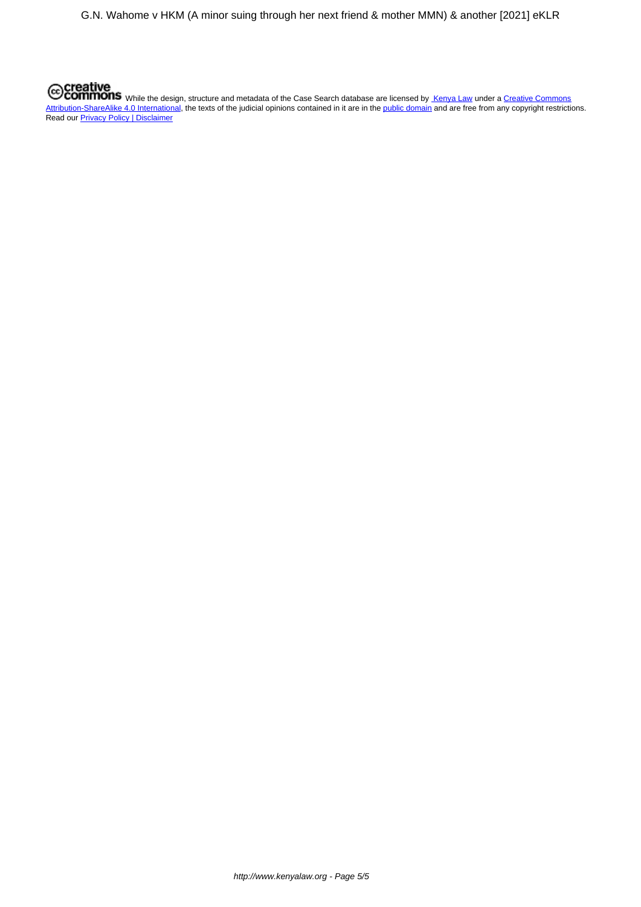While the design, structure and metadata of the Case Search database are licensed by Kenya Law under a Creative Commons Attribution-ShareAlike 4.0 International, the texts of the judicial opinions contained in it are in the public domain and are free from any copyright restrictions. Read our Privacy Policy | Disclaimer